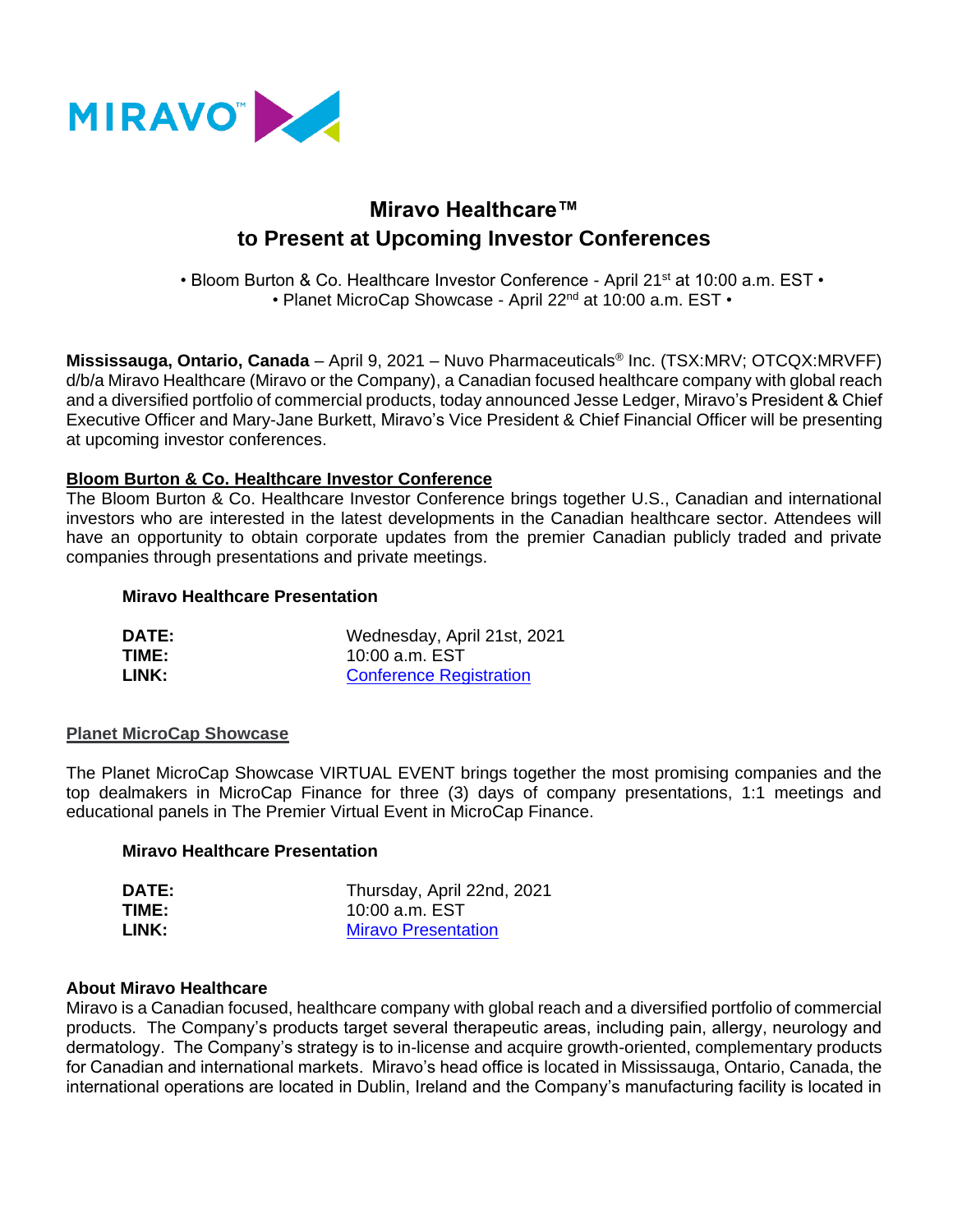MIRAVO™

# Miravo Healthcare™ to Present at Upcoming Investor Conferences

• Bloom Burton & Co. Healthcare Investor Conference - April 21st at 10:00 a.m. EST •
• Planet MicroCap Showcase - April 22nd at 10:00 a.m. EST •

**Mississauga, Ontario, Canada** – April 9, 2021 – Nuvo Pharmaceuticals® Inc. (TSX:MRV; OTCQX:MRVFF) d/b/a Miravo Healthcare (Miravo or the Company), a Canadian focused healthcare company with global reach and a diversified portfolio of commercial products, today announced Jesse Ledger, Miravo's President & Chief Executive Officer and Mary-Jane Burkett, Miravo's Vice President & Chief Financial Officer will be presenting at upcoming investor conferences.

**Bloom Burton & Co. Healthcare Investor Conference**

The Bloom Burton & Co. Healthcare Investor Conference brings together U.S., Canadian and international investors who are interested in the latest developments in the Canadian healthcare sector. Attendees will have an opportunity to obtain corporate updates from the premier Canadian publicly traded and private companies through presentations and private meetings.

**Miravo Healthcare Presentation**

**DATE:** Wednesday, April 21st, 2021
**TIME:** 10:00 a.m. EST
**LINK:** Conference Registration

**Planet MicroCap Showcase**

The Planet MicroCap Showcase VIRTUAL EVENT brings together the most promising companies and the top dealmakers in MicroCap Finance for three (3) days of company presentations, 1:1 meetings and educational panels in The Premier Virtual Event in MicroCap Finance.

**Miravo Healthcare Presentation**

**DATE:** Thursday, April 22nd, 2021
**TIME:** 10:00 a.m. EST
**LINK:** Miravo Presentation

**About Miravo Healthcare**

Miravo is a Canadian focused, healthcare company with global reach and a diversified portfolio of commercial products. The Company's products target several therapeutic areas, including pain, allergy, neurology and dermatology. The Company's strategy is to in-license and acquire growth-oriented, complementary products for Canadian and international markets. Miravo's head office is located in Mississauga, Ontario, Canada, the international operations are located in Dublin, Ireland and the Company's manufacturing facility is located in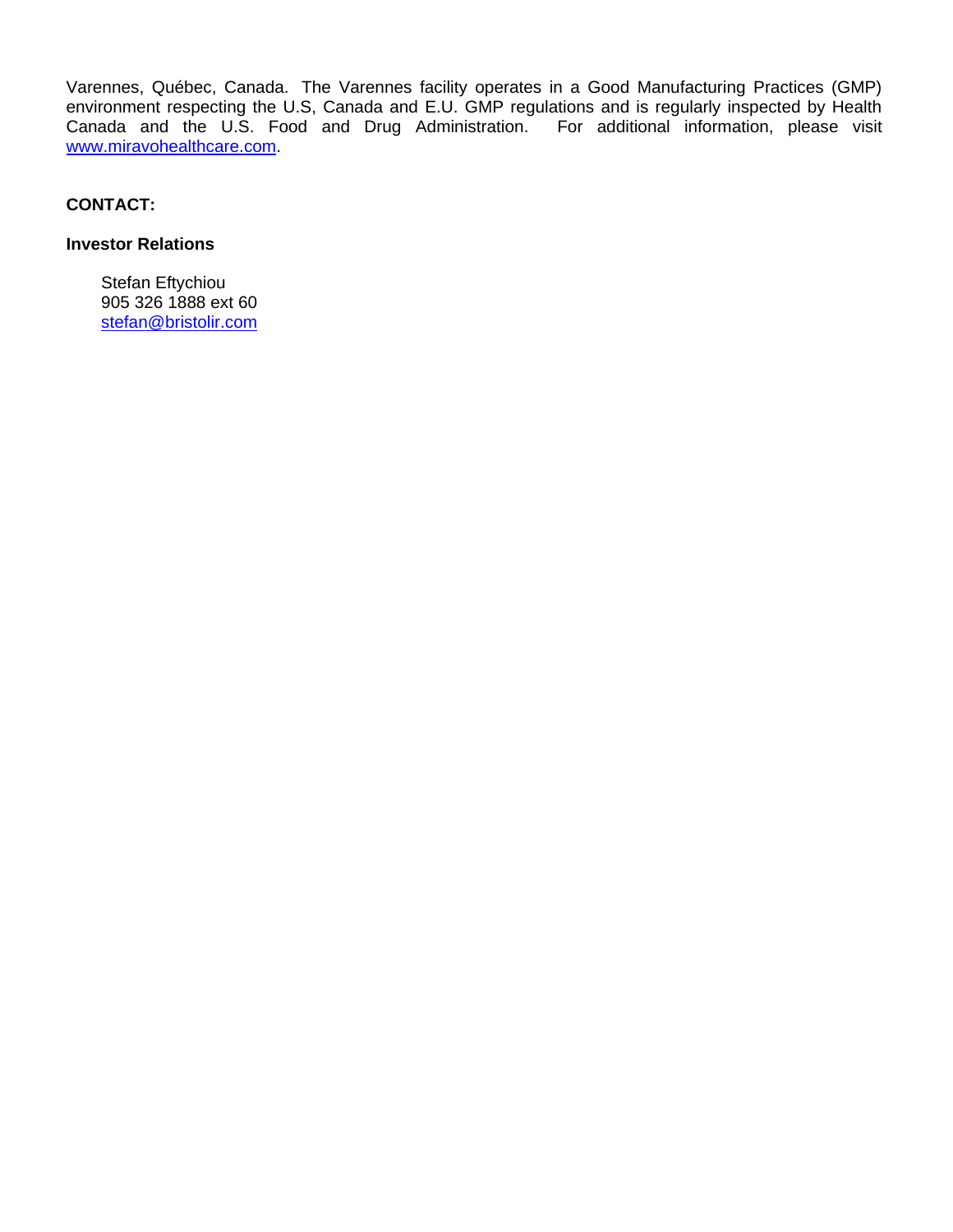Varennes, Québec, Canada. The Varennes facility operates in a Good Manufacturing Practices (GMP) environment respecting the U.S, Canada and E.U. GMP regulations and is regularly inspected by Health Canada and the U.S. Food and Drug Administration. For additional information, please visit [www.miravohealthcare.com](http://www.miravohealthcare.com).

**CONTACT:**

**Investor Relations**

Stefan Eftychiou
905 326 1888 ext 60
[stefan@bristolir.com](mailto:stefan@bristolir.com)